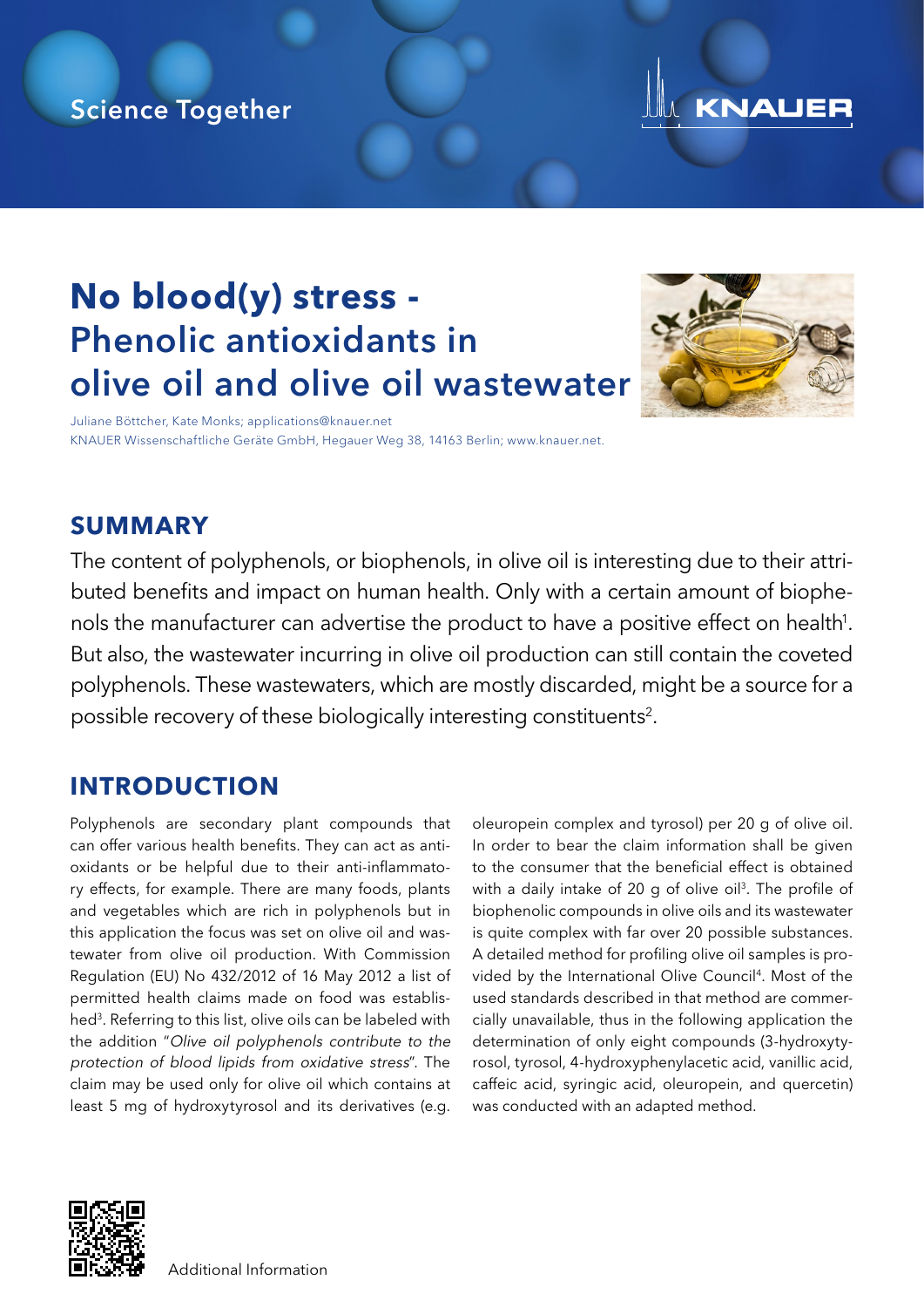Science Together

KNAUER

# No blood(y) stress - Phenolic antioxidants in olive oil and olive oil wastewater

Juliane Böttcher, Kate Monks; applications@knauer.net
KNAUER Wissenschaftliche Geräte GmbH, Hegauer Weg 38, 14163 Berlin; www.knauer.net.

## SUMMARY

The content of polyphenols, or biophenols, in olive oil is interesting due to their attributed benefits and impact on human health. Only with a certain amount of biophenols the manufacturer can advertise the product to have a positive effect on health[1]. But also, the wastewater incurring in olive oil production can still contain the coveted polyphenols. These wastewaters, which are mostly discarded, might be a source for a possible recovery of these biologically interesting constituents[2].

## INTRODUCTION

Polyphenols are secondary plant compounds that can offer various health benefits. They can act as antioxidants or be helpful due to their anti-inflammatory effects, for example. There are many foods, plants and vegetables which are rich in polyphenols but in this application the focus was set on olive oil and wastewater from olive oil production. With Commission Regulation (EU) No 432/2012 of 16 May 2012 a list of permitted health claims made on food was established[3]. Referring to this list, olive oils can be labeled with the addition "*Olive oil polyphenols contribute to the protection of blood lipids from oxidative stress*". The claim may be used only for olive oil which contains at least 5 mg of hydroxytyrosol and its derivatives (e.g. oleuropein complex and tyrosol) per 20 g of olive oil. In order to bear the claim information shall be given to the consumer that the beneficial effect is obtained with a daily intake of 20 g of olive oil[3]. The profile of biophenolic compounds in olive oils and its wastewater is quite complex with far over 20 possible substances. A detailed method for profiling olive oil samples is provided by the International Olive Council[4]. Most of the used standards described in that method are commercially unavailable, thus in the following application the determination of only eight compounds (3-hydroxytyrosol, tyrosol, 4-hydroxyphenylacetic acid, vanillic acid, caffeic acid, syringic acid, oleuropein, and quercetin) was conducted with an adapted method.

Additional Information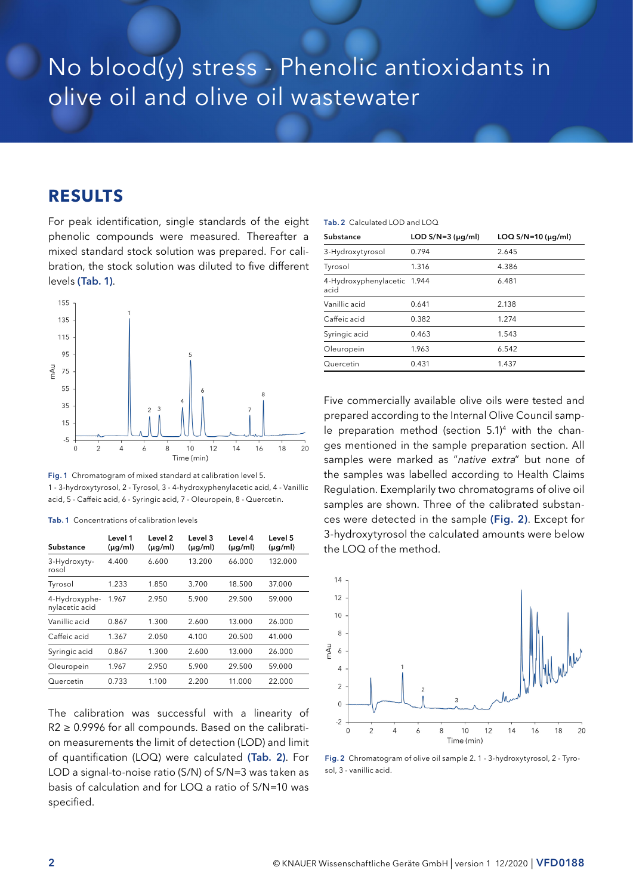# No blood(y) stress - Phenolic antioxidants in olive oil and olive oil wastewater

## RESULTS

For peak identification, single standards of the eight phenolic compounds were measured. Thereafter a mixed standard stock solution was prepared. For calibration, the stock solution was diluted to five different levels **(Tab. 1)**.

**Fig. 1** Chromatogram of mixed standard at calibration level 5.
1 - 3-hydroxytyrosol, 2 - Tyrosol, 3 - 4-hydroxyphenylacetic acid, 4 - Vanillic acid, 5 - Caffeic acid, 6 - Syringic acid, 7 - Oleuropein, 8 - Quercetin.

**Tab. 1** Concentrations of calibration levels

| Substance | Level 1 (µg/ml) | Level 2 (µg/ml) | Level 3 (µg/ml) | Level 4 (µg/ml) | Level 5 (µg/ml) |
|---|---|---|---|---|---|
| 3-Hydroxytyrosol | 4.400 | 6.600 | 13.200 | 66.000 | 132.000 |
| Tyrosol | 1.233 | 1.850 | 3.700 | 18.500 | 37.000 |
| 4-Hydroxyphenylacetic acid | 1.967 | 2.950 | 5.900 | 29.500 | 59.000 |
| Vanillic acid | 0.867 | 1.300 | 2.600 | 13.000 | 26.000 |
| Caffeic acid | 1.367 | 2.050 | 4.100 | 20.500 | 41.000 |
| Syringic acid | 0.867 | 1.300 | 2.600 | 13.000 | 26.000 |
| Oleuropein | 1.967 | 2.950 | 5.900 | 29.500 | 59.000 |
| Quercetin | 0.733 | 1.100 | 2.200 | 11.000 | 22.000 |

The calibration was successful with a linearity of $R2 \geq 0.9996$ for all compounds. Based on the calibration measurements the limit of detection (LOD) and limit of quantification (LOQ) were calculated **(Tab. 2)**. For LOD a signal-to-noise ratio (S/N) of S/N=3 was taken as basis of calculation and for LOQ a ratio of S/N=10 was specified.

**Tab. 2** Calculated LOD and LOQ

| Substance | LOD S/N=3 (µg/ml) | LOQ S/N=10 (µg/ml) |
|---|---|---|
| 3-Hydroxytyrosol | 0.794 | 2.645 |
| Tyrosol | 1.316 | 4.386 |
| 4-Hydroxyphenylacetic acid | 1.944 | 6.481 |
| Vanillic acid | 0.641 | 2.138 |
| Caffeic acid | 0.382 | 1.274 |
| Syringic acid | 0.463 | 1.543 |
| Oleuropein | 1.963 | 6.542 |
| Quercetin | 0.431 | 1.437 |

Five commercially available olive oils were tested and prepared according to the Internal Olive Council sample preparation method (section 5.1)[4] with the changes mentioned in the sample preparation section. All samples were marked as "*native extra*" but none of the samples was labelled according to Health Claims Regulation. Exemplarily two chromatograms of olive oil samples are shown. Three of the calibrated substances were detected in the sample **(Fig. 2)**. Except for 3-hydroxytyrosol the calculated amounts were below the LOQ of the method.

**Fig. 2** Chromatogram of olive oil sample 2. 1 - 3-hydroxytyrosol, 2 - Tyrosol, 3 - vanillic acid.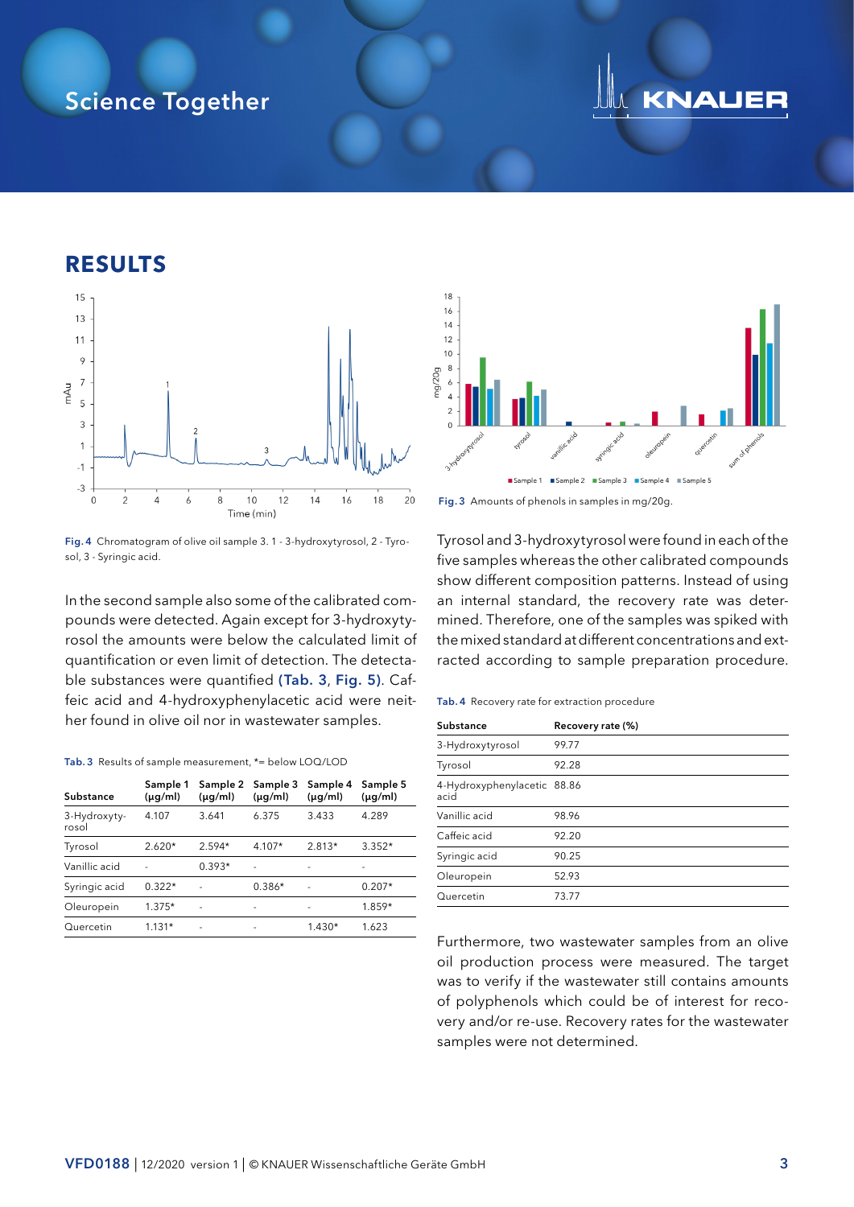## RESULTS

Fig. 4 Chromatogram of olive oil sample 3. 1 - 3-hydroxytyrosol, 2 - Tyrosol, 3 - Syringic acid.

In the second sample also some of the calibrated compounds were detected. Again except for 3-hydroxytyrosol the amounts were below the calculated limit of quantification or even limit of detection. The detectable substances were quantified **(Tab. 3, Fig. 5)**. Caffeic acid and 4-hydroxyphenylacetic acid were neither found in olive oil nor in wastewater samples.

Tab. 3 Results of sample measurement, *= below LOQ/LOD

| Substance | Sample 1 (µg/ml) | Sample 2 (µg/ml) | Sample 3 (µg/ml) | Sample 4 (µg/ml) | Sample 5 (µg/ml) |
|---|---|---|---|---|---|
| 3-Hydroxytyrosol | 4.107 | 3.641 | 6.375 | 3.433 | 4.289 |
| Tyrosol | 2.620* | 2.594* | 4.107* | 2.813* | 3.352* |
| Vanillic acid | - | 0.393* | - | - | - |
| Syringic acid | 0.322* | - | 0.386* | - | 0.207* |
| Oleuropein | 1.375* | - | - | - | 1.859* |
| Quercetin | 1.131* | - | - | 1.430* | 1.623 |

Fig. 3 Amounts of phenols in samples in mg/20g.

Tyrosol and 3-hydroxytyrosol were found in each of the five samples whereas the other calibrated compounds show different composition patterns. Instead of using an internal standard, the recovery rate was determined. Therefore, one of the samples was spiked with the mixed standard at different concentrations and extracted according to sample preparation procedure.

Tab. 4 Recovery rate for extraction procedure

| Substance | Recovery rate (%) |
|---|---|
| 3-Hydroxytyrosol | 99.77 |
| Tyrosol | 92.28 |
| 4-Hydroxyphenylacetic acid | 88.86 |
| Vanillic acid | 98.96 |
| Caffeic acid | 92.20 |
| Syringic acid | 90.25 |
| Oleuropein | 52.93 |
| Quercetin | 73.77 |

Furthermore, two wastewater samples from an olive oil production process were measured. The target was to verify if the wastewater still contains amounts of polyphenols which could be of interest for recovery and/or re-use. Recovery rates for the wastewater samples were not determined.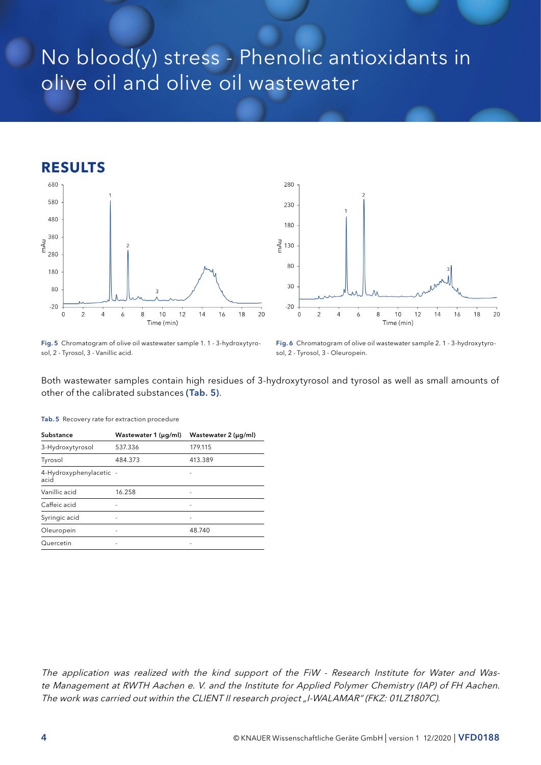# No blood(y) stress - Phenolic antioxidants in olive oil and olive oil wastewater

## RESULTS

**Fig. 5** Chromatogram of olive oil wastewater sample 1. 1 - 3-hydroxytyrosol, 2 - Tyrosol, 3 - Vanillic acid.

**Fig. 6** Chromatogram of olive oil wastewater sample 2. 1 - 3-hydroxytyrosol, 2 - Tyrosol, 3 - Oleuropein.

Both wastewater samples contain high residues of 3-hydroxytyrosol and tyrosol as well as small amounts of other of the calibrated substances **(Tab. 5)**.

**Tab. 5** Recovery rate for extraction procedure

| Substance | Wastewater 1 (µg/ml) | Wastewater 2 (µg/ml) |
|---|---|---|
| 3-Hydroxytyrosol | 537.336 | 179.115 |
| Tyrosol | 484.373 | 413.389 |
| 4-Hydroxyphenylacetic acid | - | - |
| Vanillic acid | 16.258 | - |
| Caffeic acid | - | - |
| Syringic acid | - | - |
| Oleuropein | - | 48.740 |
| Quercetin | - | - |

*The application was realized with the kind support of the FiW - Research Institute for Water and Waste Management at RWTH Aachen e. V. and the Institute for Applied Polymer Chemistry (IAP) of FH Aachen. The work was carried out within the CLIENT II research project „I-WALAMAR" (FKZ: 01LZ1807C).*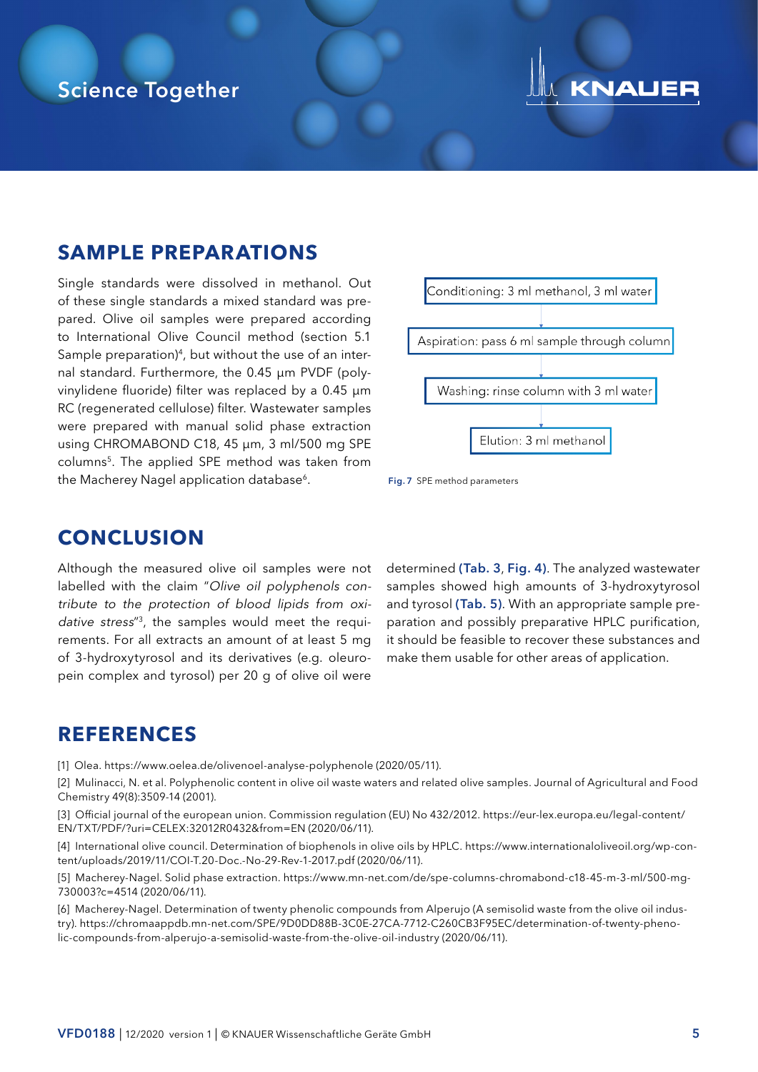## SAMPLE PREPARATIONS

Single standards were dissolved in methanol. Out of these single standards a mixed standard was prepared. Olive oil samples were prepared according to International Olive Council method (section 5.1 Sample preparation)[4], but without the use of an internal standard. Furthermore, the 0.45 µm PVDF (polyvinylidene fluoride) filter was replaced by a 0.45 µm RC (regenerated cellulose) filter. Wastewater samples were prepared with manual solid phase extraction using CHROMABOND C18, 45 µm, 3 ml/500 mg SPE columns[5]. The applied SPE method was taken from the Macherey Nagel application database[6].

Conditioning: 3 ml methanol, 3 ml water

Aspiration: pass 6 ml sample through column

Washing: rinse column with 3 ml water

Elution: 3 ml methanol

**Fig. 7** SPE method parameters

## CONCLUSION

Although the measured olive oil samples were not labelled with the claim "*Olive oil polyphenols contribute to the protection of blood lipids from oxidative stress*"[3], the samples would meet the requirements. For all extracts an amount of at least 5 mg of 3-hydroxytyrosol and its derivatives (e.g. oleuropein complex and tyrosol) per 20 g of olive oil were determined **(Tab. 3, Fig. 4)**. The analyzed wastewater samples showed high amounts of 3-hydroxytyrosol and tyrosol **(Tab. 5)**. With an appropriate sample preparation and possibly preparative HPLC purification, it should be feasible to recover these substances and make them usable for other areas of application.

## REFERENCES

[1] Olea. https://www.oelea.de/olivenoel-analyse-polyphenole (2020/05/11).

[2] Mulinacci, N. et al. Polyphenolic content in olive oil waste waters and related olive samples. Journal of Agricultural and Food Chemistry 49(8):3509-14 (2001).

[3] Official journal of the european union. Commission regulation (EU) No 432/2012. https://eur-lex.europa.eu/legal-content/EN/TXT/PDF/?uri=CELEX:32012R0432&from=EN (2020/06/11).

[4] International olive council. Determination of biophenols in olive oils by HPLC. https://www.internationaloliveoil.org/wp-content/uploads/2019/11/COI-T.20-Doc.-No-29-Rev-1-2017.pdf (2020/06/11).

[5] Macherey-Nagel. Solid phase extraction. https://www.mn-net.com/de/spe-columns-chromabond-c18-45-m-3-ml/500-mg-730003?c=4514 (2020/06/11).

[6] Macherey-Nagel. Determination of twenty phenolic compounds from Alperujo (A semisolid waste from the olive oil industry). https://chromaappdb.mn-net.com/SPE/9D0DD88B-3C0E-27CA-7712-C260CB3F95EC/determination-of-twenty-phenolic-compounds-from-alperujo-a-semisolid-waste-from-the-olive-oil-industry (2020/06/11).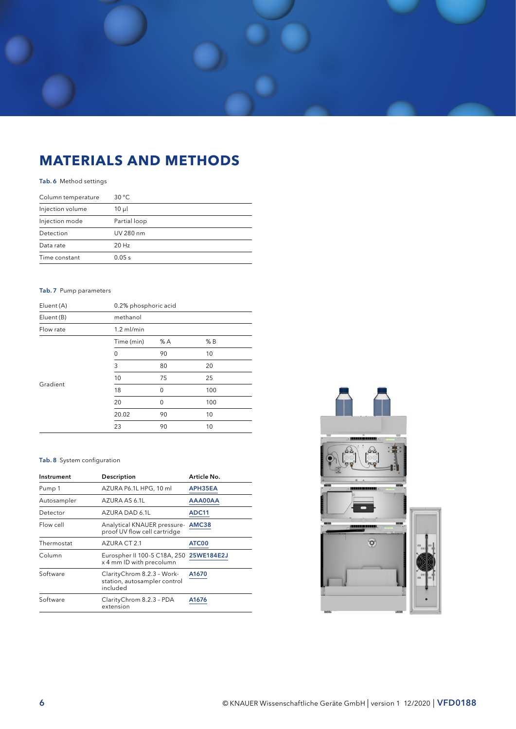# MATERIALS AND METHODS

Tab. 6 Method settings

| | |
|---|---|
| Column temperature | 30 °C |
| Injection volume | 10 µl |
| Injection mode | Partial loop |
| Detection | UV 280 nm |
| Data rate | 20 Hz |
| Time constant | 0.05 s |

Tab. 7 Pump parameters

| | | | |
|---|---|---|---|
| Eluent (A) | 0.2% phosphoric acid | | |
| Eluent (B) | methanol | | |
| Flow rate | 1.2 ml/min | | |
| Gradient | Time (min) | % A | % B |
| | 0 | 90 | 10 |
| | 3 | 80 | 20 |
| | 10 | 75 | 25 |
| | 18 | 0 | 100 |
| | 20 | 0 | 100 |
| | 20.02 | 90 | 10 |
| | 23 | 90 | 10 |

Tab. 8 System configuration

| Instrument | Description | Article No. |
|---|---|---|
| Pump 1 | AZURA P6.1L HPG, 10 ml | APH35EA |
| Autosampler | AZURA AS 6.1L | AAA00AA |
| Detector | AZURA DAD 6.1L | ADC11 |
| Flow cell | Analytical KNAUER pressure-proof UV flow cell cartridge | AMC38 |
| Thermostat | AZURA CT 2.1 | ATC00 |
| Column | Eurospher II 100-5 C18A, 250 x 4 mm ID with precolumn | 25WE184E2J |
| Software | ClarityChrom 8.2.3 – Workstation, autosampler control included | A1670 |
| Software | ClarityChrom 8.2.3 – PDA extension | A1676 |

© KNAUER Wissenschaftliche Geräte GmbH | version 1 12/2020 | VFD0188